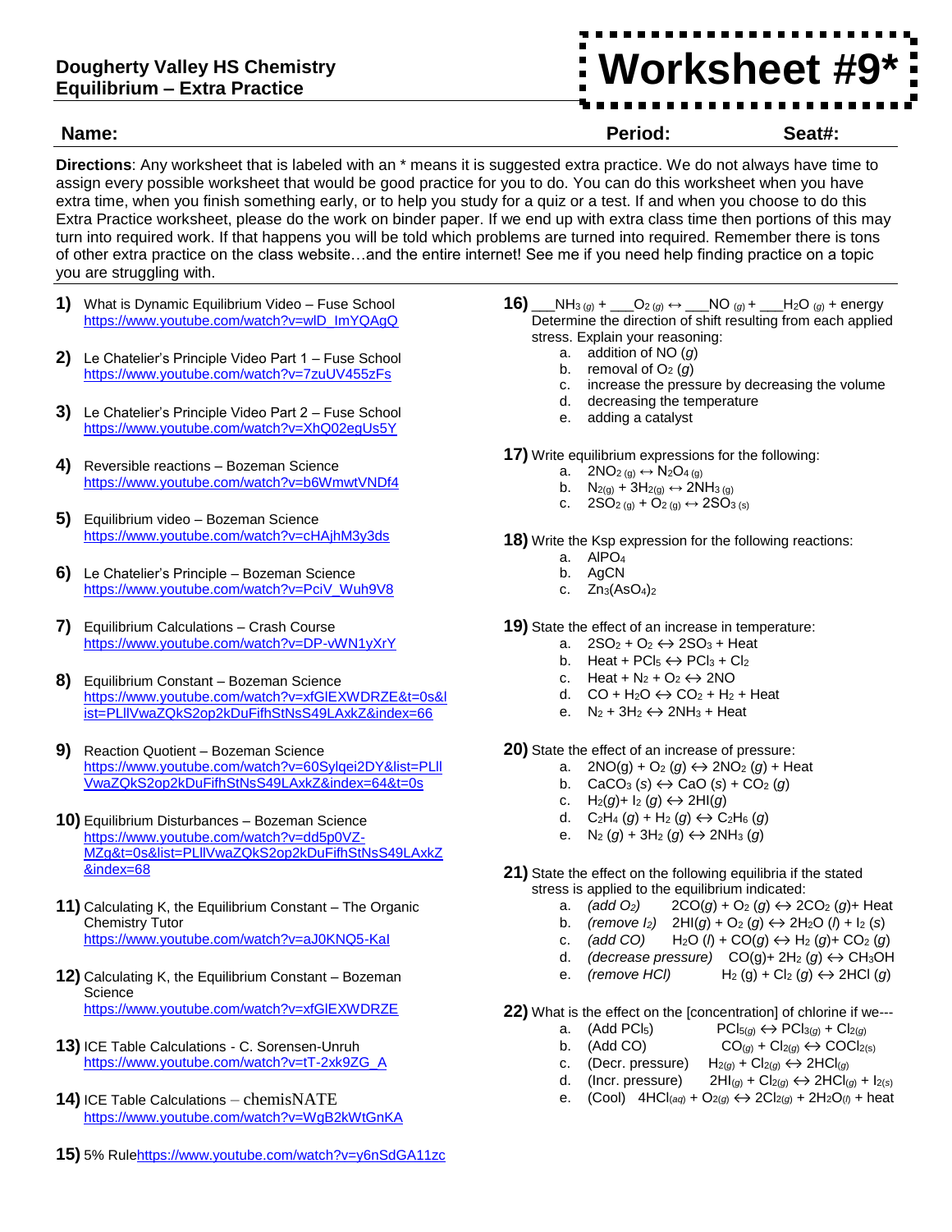**Dougherty Valley HS Chemistry**
**Equilibrium – Extra Practice**

# Worksheet #9*

**Name:** **Period:** **Seat#:**

**Directions**: Any worksheet that is labeled with an * means it is suggested extra practice. We do not always have time to assign every possible worksheet that would be good practice for you to do. You can do this worksheet when you have extra time, when you finish something early, or to help you study for a quiz or a test. If and when you choose to do this Extra Practice worksheet, please do the work on binder paper. If we end up with extra class time then portions of this may turn into required work. If that happens you will be told which problems are turned into required. Remember there is tons of other extra practice on the class website…and the entire internet! See me if you need help finding practice on a topic you are struggling with.

**1)** What is Dynamic Equilibrium Video – Fuse School
https://www.youtube.com/watch?v=wlD_ImYQAgQ

**2)** Le Chatelier's Principle Video Part 1 – Fuse School
https://www.youtube.com/watch?v=7zuUV455zFs

**3)** Le Chatelier's Principle Video Part 2 – Fuse School
https://www.youtube.com/watch?v=XhQ02egUs5Y

**4)** Reversible reactions – Bozeman Science
https://www.youtube.com/watch?v=b6WmwtVNDf4

**5)** Equilibrium video – Bozeman Science
https://www.youtube.com/watch?v=cHAjhM3y3ds

**6)** Le Chatelier's Principle – Bozeman Science
https://www.youtube.com/watch?v=PciV_Wuh9V8

**7)** Equilibrium Calculations – Crash Course
https://www.youtube.com/watch?v=DP-vWN1yXrY

**8)** Equilibrium Constant – Bozeman Science
https://www.youtube.com/watch?v=xfGlEXWDRZE&t=0s&list=PLlIVwaZQkS2op2kDuFifhStNsS49LAxkZ&index=66

**9)** Reaction Quotient – Bozeman Science
https://www.youtube.com/watch?v=60Sylqei2DY&list=PLlIVwaZQkS2op2kDuFifhStNsS49LAxkZ&index=64&t=0s

**10)** Equilibrium Disturbances – Bozeman Science
https://www.youtube.com/watch?v=dd5p0VZ-MZg&t=0s&list=PLlIVwaZQkS2op2kDuFifhStNsS49LAxkZ&index=68

**11)** Calculating K, the Equilibrium Constant – The Organic Chemistry Tutor
https://www.youtube.com/watch?v=aJ0KNQ5-KaI

**12)** Calculating K, the Equilibrium Constant – Bozeman Science
https://www.youtube.com/watch?v=xfGlEXWDRZE

**13)** ICE Table Calculations - C. Sorensen-Unruh
https://www.youtube.com/watch?v=tT-2xk9ZG_A

**14)** ICE Table Calculations – chemisNATE
https://www.youtube.com/watch?v=WgB2kWtGnKA

**15)** 5% Rule https://www.youtube.com/watch?v=y6nSdGA11zc

**16)** ___$NH_{3\,(g)}$ + ___$O_{2\,(g)}$ ↔ ___$NO_{(g)}$ + ___$H_2O_{(g)}$ + energy
Determine the direction of shift resulting from each applied stress. Explain your reasoning:

a. addition of NO (*g*)
b. removal of $O_2$ (*g*)
c. increase the pressure by decreasing the volume
d. decreasing the temperature
e. adding a catalyst

**17)** Write equilibrium expressions for the following:

a. $2NO_{2\,(g)} \leftrightarrow N_2O_{4\,(g)}$
b. $N_{2(g)} + 3H_{2(g)} \leftrightarrow 2NH_{3\,(g)}$
c. $2SO_{2\,(g)} + O_{2\,(g)} \leftrightarrow 2SO_{3\,(s)}$

**18)** Write the Ksp expression for the following reactions:

a. $AlPO_4$
b. $AgCN$
c. $Zn_3(AsO_4)_2$

**19)** State the effect of an increase in temperature:

a. $2SO_2 + O_2 \leftrightarrow 2SO_3$ + Heat
b. Heat + $PCl_5 \leftrightarrow PCl_3 + Cl_2$
c. Heat + $N_2 + O_2 \leftrightarrow 2NO$
d. $CO + H_2O \leftrightarrow CO_2 + H_2$ + Heat
e. $N_2 + 3H_2 \leftrightarrow 2NH_3$ + Heat

**20)** State the effect of an increase of pressure:

a. $2NO(g) + O_2\,(g) \leftrightarrow 2NO_2\,(g)$ + Heat
b. $CaCO_3\,(s) \leftrightarrow CaO\,(s) + CO_2\,(g)$
c. $H_2(g) + I_2\,(g) \leftrightarrow 2HI(g)$
d. $C_2H_4\,(g) + H_2\,(g) \leftrightarrow C_2H_6\,(g)$
e. $N_2\,(g) + 3H_2\,(g) \leftrightarrow 2NH_3\,(g)$

**21)** State the effect on the following equilibria if the stated stress is applied to the equilibrium indicated:

a. *(add $O_2$)* $2CO(g) + O_2\,(g) \leftrightarrow 2CO_2\,(g)$+ Heat
b. *(remove $I_2$)* $2HI(g) + O_2\,(g) \leftrightarrow 2H_2O\,(l) + I_2\,(s)$
c. *(add CO)* $H_2O\,(l) + CO(g) \leftrightarrow H_2\,(g) + CO_2\,(g)$
d. *(decrease pressure)* $CO(g) + 2H_2\,(g) \leftrightarrow CH_3OH$
e. *(remove HCl)* $H_2\,(g) + Cl_2\,(g) \leftrightarrow 2HCl\,(g)$

**22)** What is the effect on the [concentration] of chlorine if we---

a. (Add $PCl_5$) $PCl_{5(g)} \leftrightarrow PCl_{3(g)} + Cl_{2(g)}$
b. (Add CO) $CO_{(g)} + Cl_{2(g)} \leftrightarrow COCl_{2(s)}$
c. (Decr. pressure) $H_{2(g)} + Cl_{2(g)} \leftrightarrow 2HCl_{(g)}$
d. (Incr. pressure) $2HI_{(g)} + Cl_{2(g)} \leftrightarrow 2HCl_{(g)} + I_{2(s)}$
e. (Cool) $4HCl_{(aq)} + O_{2(g)} \leftrightarrow 2Cl_{2(g)} + 2H_2O_{(l)}$ + heat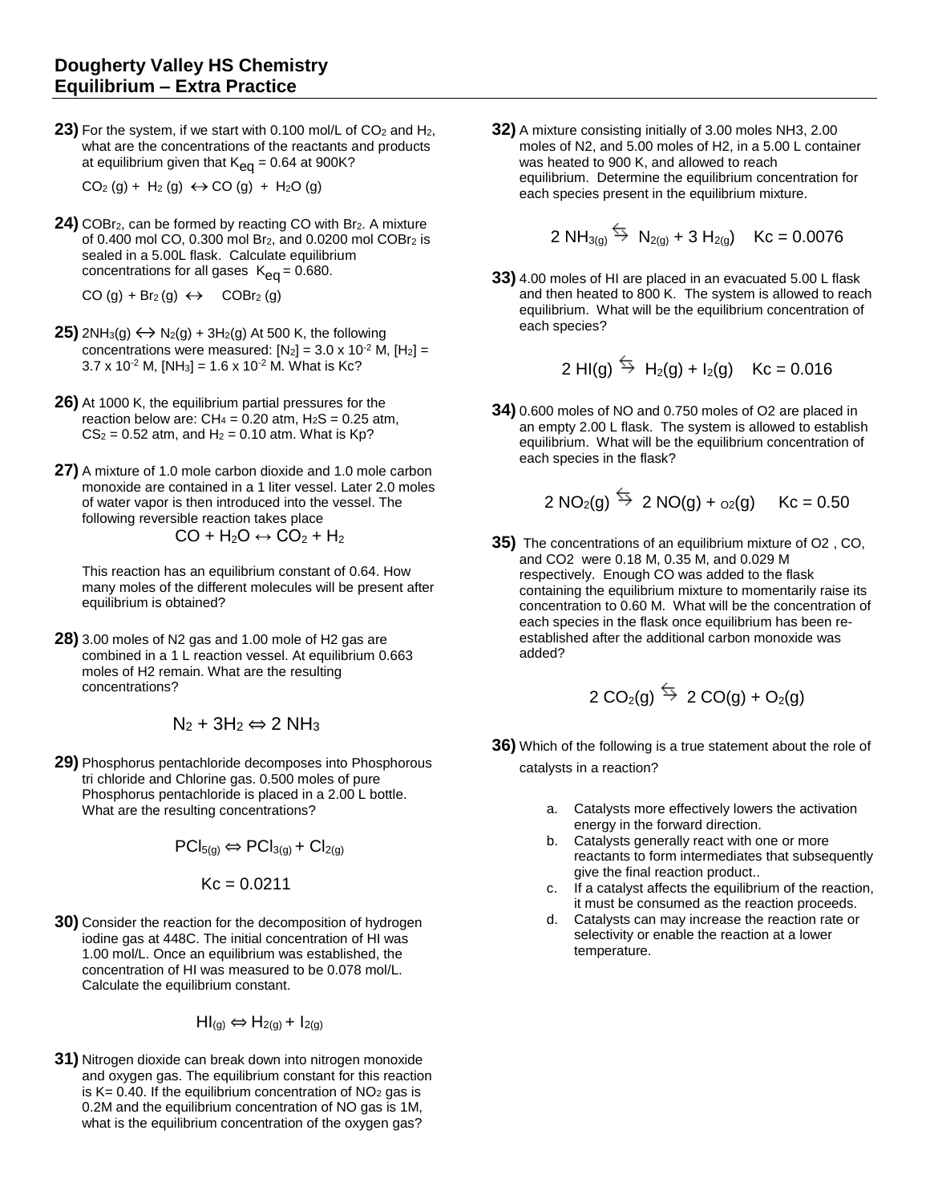# Dougherty Valley HS Chemistry
# Equilibrium – Extra Practice

**23)** For the system, if we start with 0.100 mol/L of $CO_2$ and $H_2$, what are the concentrations of the reactants and products at equilibrium given that $K_{eq}$ = 0.64 at 900K?

$CO_2\,(g) + H_2\,(g) \leftrightarrow CO\,(g) + H_2O\,(g)$

**24)** $COBr_2$, can be formed by reacting CO with $Br_2$. A mixture of 0.400 mol CO, 0.300 mol $Br_2$, and 0.0200 mol $COBr_2$ is sealed in a 5.00L flask. Calculate equilibrium concentrations for all gases $K_{eq}$ = 0.680.

$CO\,(g) + Br_2\,(g) \leftrightarrow COBr_2\,(g)$

**25)** $2NH_3(g) \leftrightarrow N_2(g) + 3H_2(g)$ At 500 K, the following concentrations were measured: $[N_2] = 3.0 \times 10^{-2}$ M, $[H_2] = 3.7 \times 10^{-2}$ M, $[NH_3] = 1.6 \times 10^{-2}$ M. What is Kc?

**26)** At 1000 K, the equilibrium partial pressures for the reaction below are: $CH_4$ = 0.20 atm, $H_2S$ = 0.25 atm, $CS_2$ = 0.52 atm, and $H_2$ = 0.10 atm. What is Kp?

**27)** A mixture of 1.0 mole carbon dioxide and 1.0 mole carbon monoxide are contained in a 1 liter vessel. Later 2.0 moles of water vapor is then introduced into the vessel. The following reversible reaction takes place

$$CO + H_2O \leftrightarrow CO_2 + H_2$$

This reaction has an equilibrium constant of 0.64. How many moles of the different molecules will be present after equilibrium is obtained?

**28)** 3.00 moles of N2 gas and 1.00 mole of H2 gas are combined in a 1 L reaction vessel. At equilibrium 0.663 moles of H2 remain. What are the resulting concentrations?

$$N_2 + 3H_2 \Leftrightarrow 2\,NH_3$$

**29)** Phosphorus pentachloride decomposes into Phosphorous tri chloride and Chlorine gas. 0.500 moles of pure Phosphorus pentachloride is placed in a 2.00 L bottle. What are the resulting concentrations?

$$PCl_{5(g)} \Leftrightarrow PCl_{3(g)} + Cl_{2(g)}$$

$$Kc = 0.0211$$

**30)** Consider the reaction for the decomposition of hydrogen iodine gas at 448C. The initial concentration of HI was 1.00 mol/L. Once an equilibrium was established, the concentration of HI was measured to be 0.078 mol/L. Calculate the equilibrium constant.

$$HI_{(g)} \Leftrightarrow H_{2(g)} + I_{2(g)}$$

**31)** Nitrogen dioxide can break down into nitrogen monoxide and oxygen gas. The equilibrium constant for this reaction is K= 0.40. If the equilibrium concentration of $NO_2$ gas is 0.2M and the equilibrium concentration of NO gas is 1M, what is the equilibrium concentration of the oxygen gas?

**32)** A mixture consisting initially of 3.00 moles NH3, 2.00 moles of N2, and 5.00 moles of H2, in a 5.00 L container was heated to 900 K, and allowed to reach equilibrium. Determine the equilibrium concentration for each species present in the equilibrium mixture.

$$2\,NH_{3(g)} \leftrightarrows N_{2(g)} + 3\,H_{2(g)} \quad Kc = 0.0076$$

**33)** 4.00 moles of HI are placed in an evacuated 5.00 L flask and then heated to 800 K. The system is allowed to reach equilibrium. What will be the equilibrium concentration of each species?

$$2\,HI(g) \leftrightarrows H_2(g) + I_2(g) \quad Kc = 0.016$$

**34)** 0.600 moles of NO and 0.750 moles of O2 are placed in an empty 2.00 L flask. The system is allowed to establish equilibrium. What will be the equilibrium concentration of each species in the flask?

$$2\,NO_2(g) \leftrightarrows 2\,NO(g) + O_2(g) \quad Kc = 0.50$$

**35)** The concentrations of an equilibrium mixture of O2 , CO, and CO2 were 0.18 M, 0.35 M, and 0.029 M respectively. Enough CO was added to the flask containing the equilibrium mixture to momentarily raise its concentration to 0.60 M. What will be the concentration of each species in the flask once equilibrium has been re-established after the additional carbon monoxide was added?

$$2\,CO_2(g) \leftrightarrows 2\,CO(g) + O_2(g)$$

**36)** Which of the following is a true statement about the role of catalysts in a reaction?

a. Catalysts more effectively lowers the activation energy in the forward direction.
b. Catalysts generally react with one or more reactants to form intermediates that subsequently give the final reaction product..
c. If a catalyst affects the equilibrium of the reaction, it must be consumed as the reaction proceeds.
d. Catalysts can may increase the reaction rate or selectivity or enable the reaction at a lower temperature.